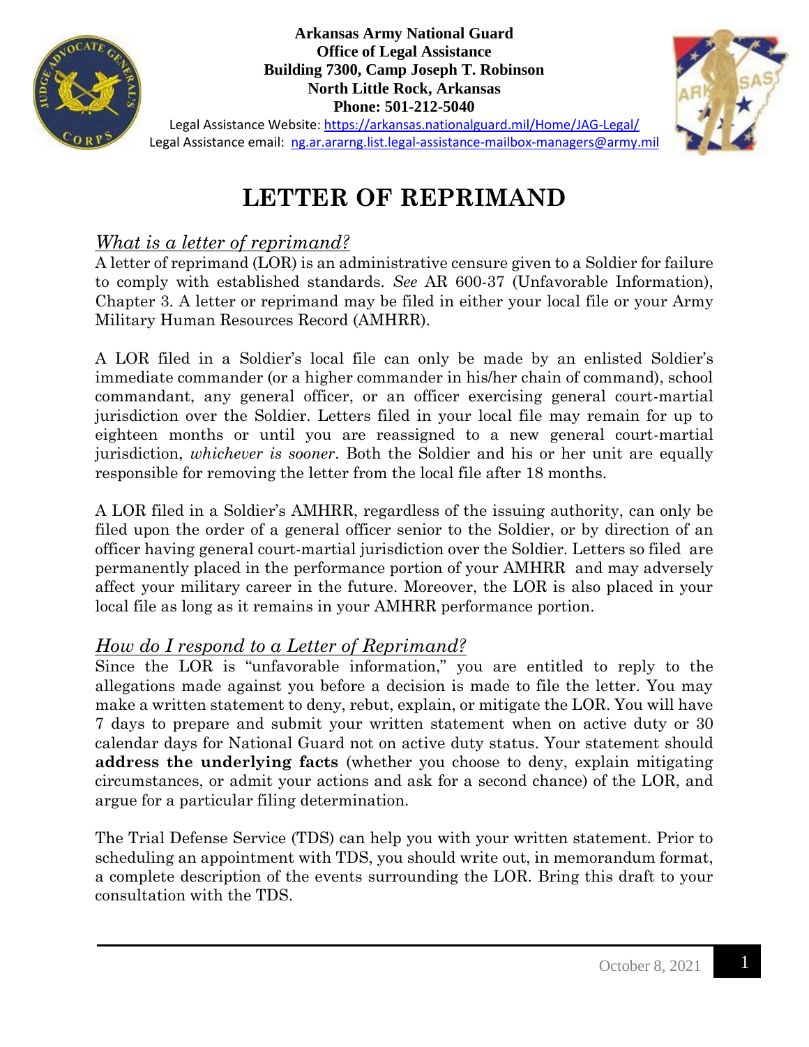**Arkansas Army National Guard**
**Office of Legal Assistance**
**Building 7300, Camp Joseph T. Robinson**
**North Little Rock, Arkansas**
**Phone: 501-212-5040**

Legal Assistance Website: https://arkansas.nationalguard.mil/Home/JAG-Legal/
Legal Assistance email: ng.ar.ararng.list.legal-assistance-mailbox-managers@army.mil

# LETTER OF REPRIMAND

## *What is a letter of reprimand?*

A letter of reprimand (LOR) is an administrative censure given to a Soldier for failure to comply with established standards. *See* AR 600-37 (Unfavorable Information), Chapter 3. A letter or reprimand may be filed in either your local file or your Army Military Human Resources Record (AMHRR).

A LOR filed in a Soldier's local file can only be made by an enlisted Soldier's immediate commander (or a higher commander in his/her chain of command), school commandant, any general officer, or an officer exercising general court-martial jurisdiction over the Soldier. Letters filed in your local file may remain for up to eighteen months or until you are reassigned to a new general court-martial jurisdiction, *whichever is sooner*. Both the Soldier and his or her unit are equally responsible for removing the letter from the local file after 18 months.

A LOR filed in a Soldier's AMHRR, regardless of the issuing authority, can only be filed upon the order of a general officer senior to the Soldier, or by direction of an officer having general court-martial jurisdiction over the Soldier. Letters so filed are permanently placed in the performance portion of your AMHRR and may adversely affect your military career in the future. Moreover, the LOR is also placed in your local file as long as it remains in your AMHRR performance portion.

## *How do I respond to a Letter of Reprimand?*

Since the LOR is "unfavorable information," you are entitled to reply to the allegations made against you before a decision is made to file the letter. You may make a written statement to deny, rebut, explain, or mitigate the LOR. You will have 7 days to prepare and submit your written statement when on active duty or 30 calendar days for National Guard not on active duty status. Your statement should **address the underlying facts** (whether you choose to deny, explain mitigating circumstances, or admit your actions and ask for a second chance) of the LOR, and argue for a particular filing determination.

The Trial Defense Service (TDS) can help you with your written statement. Prior to scheduling an appointment with TDS, you should write out, in memorandum format, a complete description of the events surrounding the LOR. Bring this draft to your consultation with the TDS.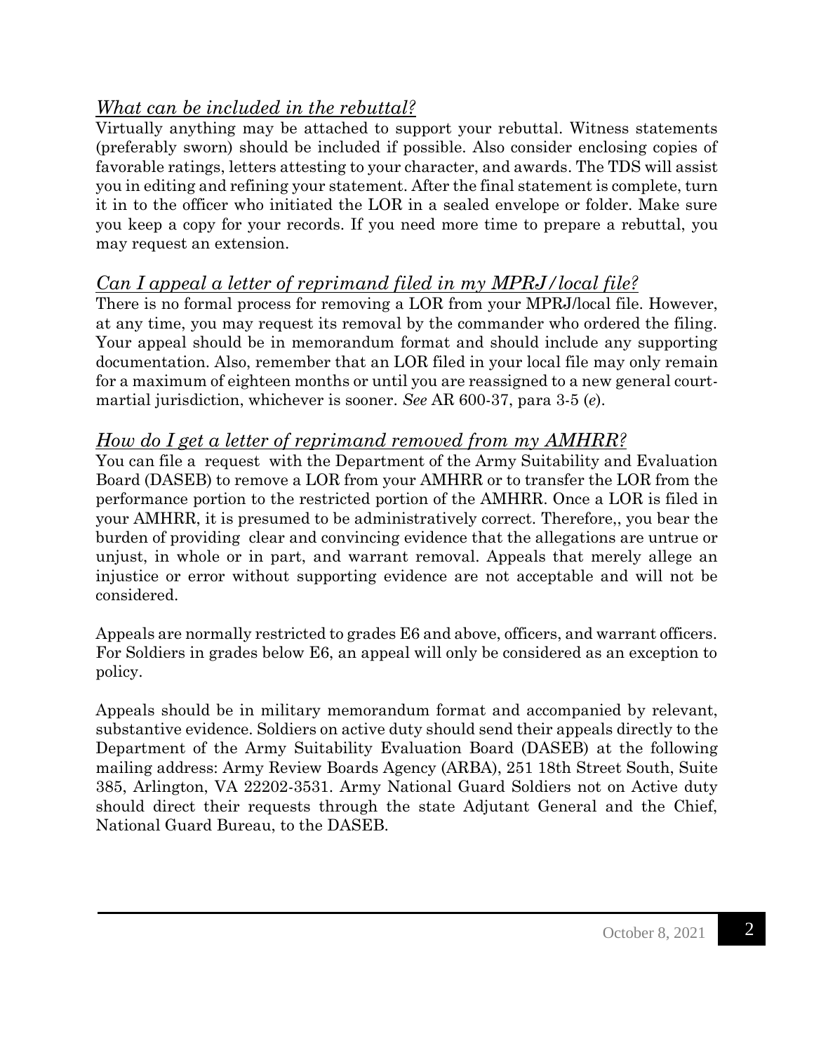## *What can be included in the rebuttal?*

Virtually anything may be attached to support your rebuttal. Witness statements (preferably sworn) should be included if possible. Also consider enclosing copies of favorable ratings, letters attesting to your character, and awards. The TDS will assist you in editing and refining your statement. After the final statement is complete, turn it in to the officer who initiated the LOR in a sealed envelope or folder. Make sure you keep a copy for your records. If you need more time to prepare a rebuttal, you may request an extension.

## *Can I appeal a letter of reprimand filed in my MPRJ/local file?*

There is no formal process for removing a LOR from your MPRJ/local file. However, at any time, you may request its removal by the commander who ordered the filing. Your appeal should be in memorandum format and should include any supporting documentation. Also, remember that an LOR filed in your local file may only remain for a maximum of eighteen months or until you are reassigned to a new general court-martial jurisdiction, whichever is sooner. *See* AR 600-37, para 3-5 (*e*).

## *How do I get a letter of reprimand removed from my AMHRR?*

You can file a request with the Department of the Army Suitability and Evaluation Board (DASEB) to remove a LOR from your AMHRR or to transfer the LOR from the performance portion to the restricted portion of the AMHRR. Once a LOR is filed in your AMHRR, it is presumed to be administratively correct. Therefore,, you bear the burden of providing clear and convincing evidence that the allegations are untrue or unjust, in whole or in part, and warrant removal. Appeals that merely allege an injustice or error without supporting evidence are not acceptable and will not be considered.

Appeals are normally restricted to grades E6 and above, officers, and warrant officers. For Soldiers in grades below E6, an appeal will only be considered as an exception to policy.

Appeals should be in military memorandum format and accompanied by relevant, substantive evidence. Soldiers on active duty should send their appeals directly to the Department of the Army Suitability Evaluation Board (DASEB) at the following mailing address: Army Review Boards Agency (ARBA), 251 18th Street South, Suite 385, Arlington, VA 22202-3531. Army National Guard Soldiers not on Active duty should direct their requests through the state Adjutant General and the Chief, National Guard Bureau, to the DASEB.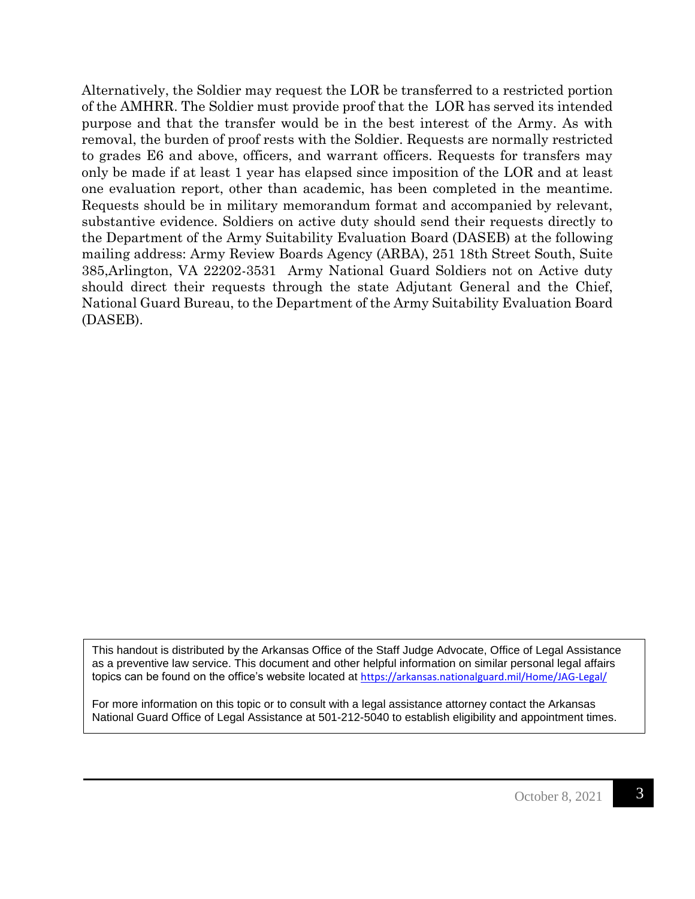Alternatively, the Soldier may request the LOR be transferred to a restricted portion of the AMHRR. The Soldier must provide proof that the LOR has served its intended purpose and that the transfer would be in the best interest of the Army. As with removal, the burden of proof rests with the Soldier. Requests are normally restricted to grades E6 and above, officers, and warrant officers. Requests for transfers may only be made if at least 1 year has elapsed since imposition of the LOR and at least one evaluation report, other than academic, has been completed in the meantime. Requests should be in military memorandum format and accompanied by relevant, substantive evidence. Soldiers on active duty should send their requests directly to the Department of the Army Suitability Evaluation Board (DASEB) at the following mailing address: Army Review Boards Agency (ARBA), 251 18th Street South, Suite 385,Arlington, VA 22202-3531 Army National Guard Soldiers not on Active duty should direct their requests through the state Adjutant General and the Chief, National Guard Bureau, to the Department of the Army Suitability Evaluation Board (DASEB).

This handout is distributed by the Arkansas Office of the Staff Judge Advocate, Office of Legal Assistance as a preventive law service. This document and other helpful information on similar personal legal affairs topics can be found on the office's website located at https://arkansas.nationalguard.mil/Home/JAG-Legal/

For more information on this topic or to consult with a legal assistance attorney contact the Arkansas National Guard Office of Legal Assistance at 501-212-5040 to establish eligibility and appointment times.